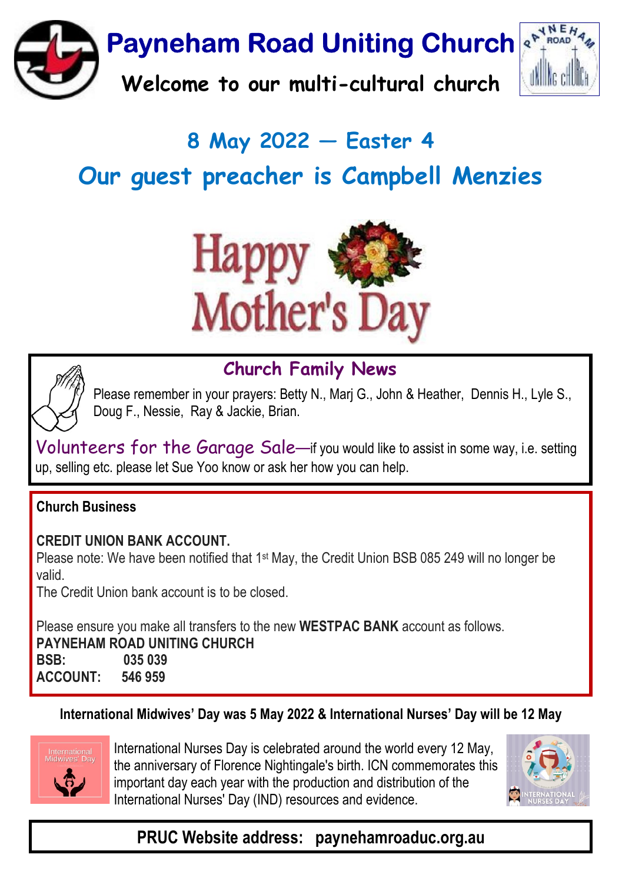# Payneham Road Uniting Church

**Welcome to our multi-cultural church**

## 8 May 2022 — Easter 4

## Our guest preacher is Campbell Menzies

Happy Mother's Day

### Church Family News

Please remember in your prayers: Betty N., Marj G., John & Heather, Dennis H., Lyle S., Doug F., Nessie, Ray & Jackie, Brian.

Volunteers for the Garage Sale—if you would like to assist in some way, i.e. setting up, selling etc. please let Sue Yoo know or ask her how you can help.

**Church Business**

**CREDIT UNION BANK ACCOUNT.**

Please note: We have been notified that 1st May, the Credit Union BSB 085 249 will no longer be valid.

The Credit Union bank account is to be closed.

Please ensure you make all transfers to the new **WESTPAC BANK** account as follows.

**PAYNEHAM ROAD UNITING CHURCH**
**BSB: 035 039**
**ACCOUNT: 546 959**

**International Midwives' Day was 5 May 2022 & International Nurses' Day will be 12 May**

International Midwives' Day

International Nurses Day is celebrated around the world every 12 May, the anniversary of Florence Nightingale's birth. ICN commemorates this important day each year with the production and distribution of the International Nurses' Day (IND) resources and evidence.

International Nurses Day

**PRUC Website address: paynehamroaduc.org.au**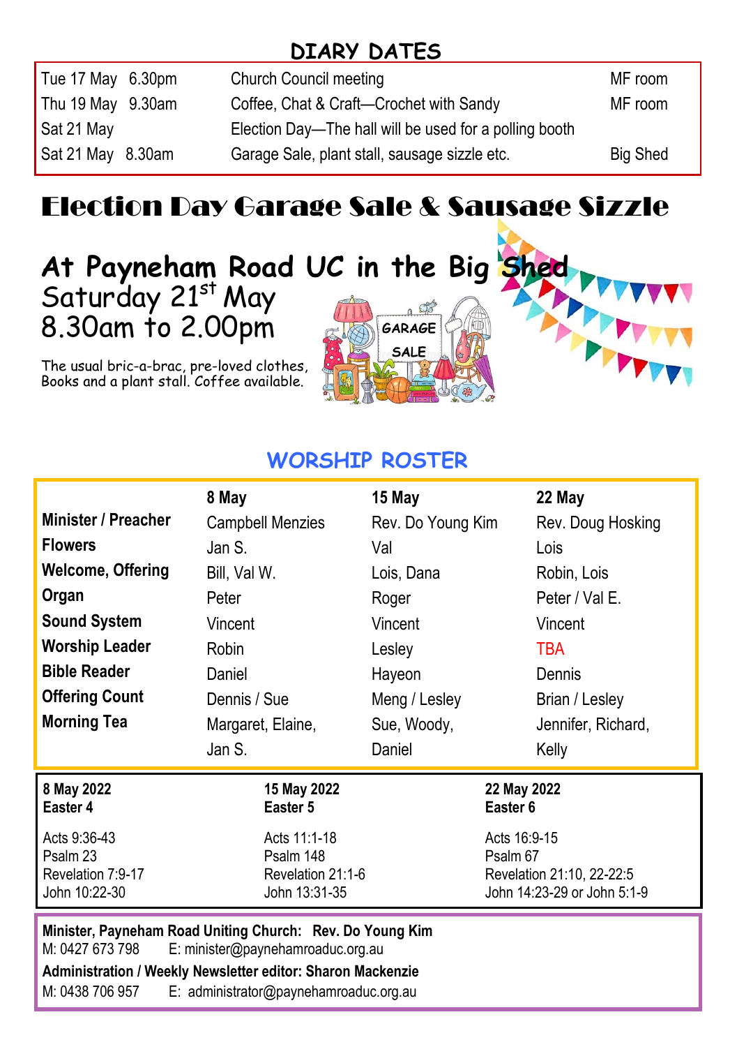## DIARY DATES

| | | | |
|---|---|---|---|
| Tue 17 May 6.30pm | Church Council meeting | MF room |
| Thu 19 May 9.30am | Coffee, Chat & Craft—Crochet with Sandy | MF room |
| Sat 21 May | Election Day—The hall will be used for a polling booth | |
| Sat 21 May 8.30am | Garage Sale, plant stall, sausage sizzle etc. | Big Shed |

# Election Day Garage Sale & Sausage Sizzle

## At Payneham Road UC in the Big Shed

Saturday 21st May
8.30am to 2.00pm

The usual bric-a-brac, pre-loved clothes, Books and a plant stall. Coffee available.

## WORSHIP ROSTER

| | 8 May | 15 May | 22 May |
|---|---|---|---|
| **Minister / Preacher** | Campbell Menzies | Rev. Do Young Kim | Rev. Doug Hosking |
| **Flowers** | Jan S. | Val | Lois |
| **Welcome, Offering** | Bill, Val W. | Lois, Dana | Robin, Lois |
| **Organ** | Peter | Roger | Peter / Val E. |
| **Sound System** | Vincent | Vincent | Vincent |
| **Worship Leader** | Robin | Lesley | TBA |
| **Bible Reader** | Daniel | Hayeon | Dennis |
| **Offering Count** | Dennis / Sue | Meng / Lesley | Brian / Lesley |
| **Morning Tea** | Margaret, Elaine, Jan S. | Sue, Woody, Daniel | Jennifer, Richard, Kelly |

| **8 May 2022**<br>**Easter 4** | **15 May 2022**<br>**Easter 5** | **22 May 2022**<br>**Easter 6** |
|---|---|---|
| Acts 9:36-43 | Acts 11:1-18 | Acts 16:9-15 |
| Psalm 23 | Psalm 148 | Psalm 67 |
| Revelation 7:9-17 | Revelation 21:1-6 | Revelation 21:10, 22-22:5 |
| John 10:22-30 | John 13:31-35 | John 14:23-29 or John 5:1-9 |

**Minister, Payneham Road Uniting Church: Rev. Do Young Kim**
M: 0427 673 798 E: minister@paynehamroaduc.org.au

**Administration / Weekly Newsletter editor: Sharon Mackenzie**
M: 0438 706 957 E: administrator@paynehamroaduc.org.au